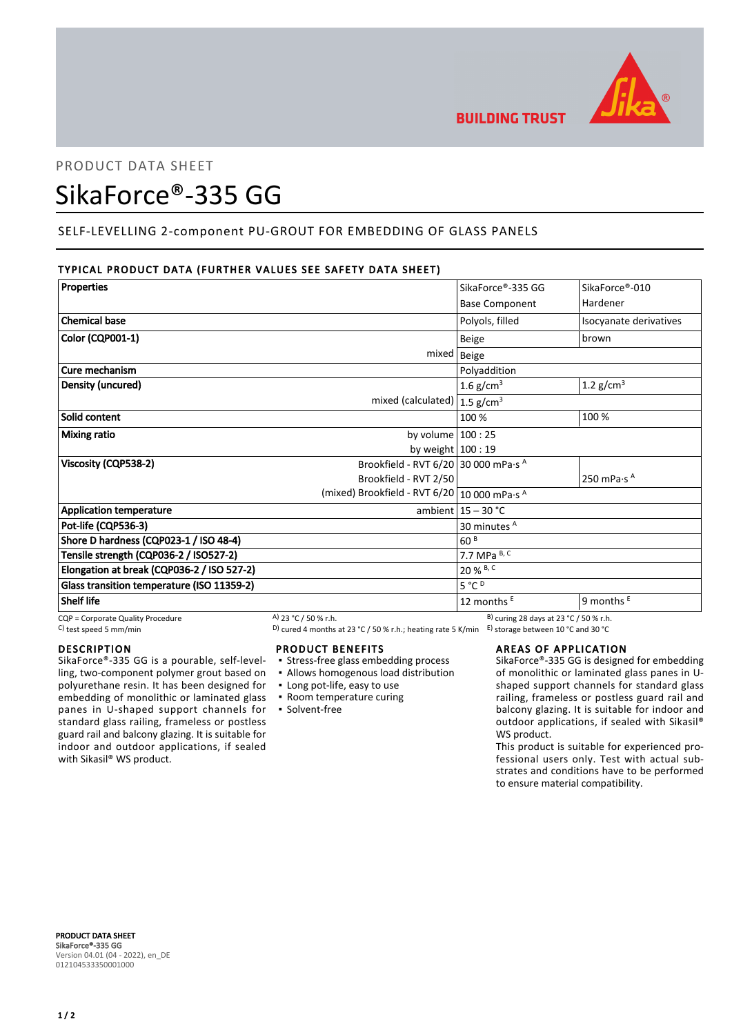BUILDING TRUST

PRODUCT DATA SHEET

# SikaForce®-335 GG

SELF-LEVELLING 2-component PU-GROUT FOR EMBEDDING OF GLASS PANELS

## TYPICAL PRODUCT DATA (FURTHER VALUES SEE SAFETY DATA SHEET)

| | | | |
|---|---|---|---|
| **Properties** | | SikaForce®-335 GG Base Component | SikaForce®-010 Hardener |
| **Chemical base** | | Polyols, filled | Isocyanate derivatives |
| **Color (CQP001-1)** | | Beige | brown |
| | mixed | Beige | |
| **Cure mechanism** | | Polyaddition | |
| **Density (uncured)** | | 1.6 g/cm³ | 1.2 g/cm³ |
| | mixed (calculated) | 1.5 g/cm³ | |
| **Solid content** | | 100 % | 100 % |
| **Mixing ratio** | by volume | 100 : 25 | |
| | by weight | 100 : 19 | |
| **Viscosity (CQP538-2)** | Brookfield - RVT 6/20 | 30 000 mPa·s [A] | |
| | Brookfield - RVT 2/50 | | 250 mPa·s [A] |
| | (mixed) Brookfield - RVT 6/20 | 10 000 mPa·s [A] | |
| **Application temperature** | ambient | 15 – 30 °C | |
| **Pot-life (CQP536-3)** | | 30 minutes [A] | |
| **Shore D hardness (CQP023-1 / ISO 48-4)** | | 60 [B] | |
| **Tensile strength (CQP036-2 / ISO527-2)** | | 7.7 MPa [B, C] | |
| **Elongation at break (CQP036-2 / ISO 527-2)** | | 20 % [B, C] | |
| **Glass transition temperature (ISO 11359-2)** | | 5 °C [D] | |
| **Shelf life** | | 12 months [E] | 9 months [E] |

CQP = Corporate Quality Procedure
A) 23 °C / 50 % r.h.
B) curing 28 days at 23 °C / 50 % r.h.
C) test speed 5 mm/min
D) cured 4 months at 23 °C / 50 % r.h.; heating rate 5 K/min
E) storage between 10 °C and 30 °C

## DESCRIPTION

SikaForce®-335 GG is a pourable, self-levelling, two-component polymer grout based on polyurethane resin. It has been designed for embedding of monolithic or laminated glass panes in U-shaped support channels for standard glass railing, frameless or postless guard rail and balcony glazing. It is suitable for indoor and outdoor applications, if sealed with Sikasil® WS product.

## PRODUCT BENEFITS

- Stress-free glass embedding process
- Allows homogenous load distribution
- Long pot-life, easy to use
- Room temperature curing
- Solvent-free

## AREAS OF APPLICATION

SikaForce®-335 GG is designed for embedding of monolithic or laminated glass panes in U-shaped support channels for standard glass railing, frameless or postless guard rail and balcony glazing. It is suitable for indoor and outdoor applications, if sealed with Sikasil® WS product.

This product is suitable for experienced professional users only. Test with actual substrates and conditions have to be performed to ensure material compatibility.

**PRODUCT DATA SHEET**
**SikaForce®-335 GG**
Version 04.01 (04 - 2022), en_DE
012104533350001000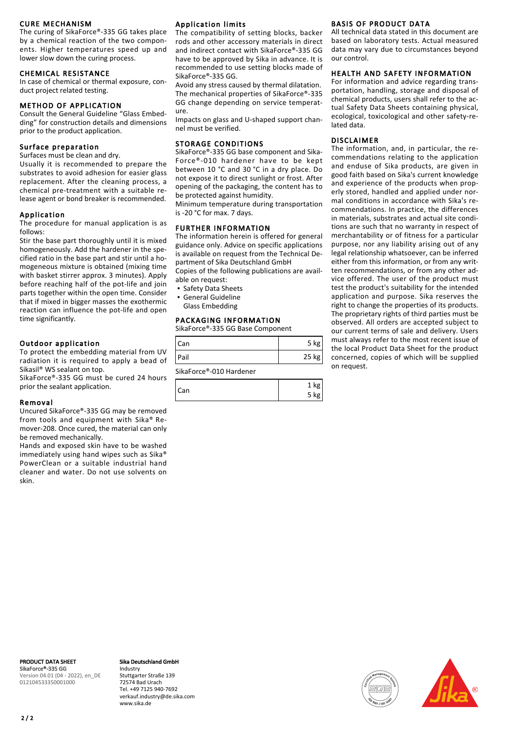## CURE MECHANISM

The curing of SikaForce®-335 GG takes place by a chemical reaction of the two components. Higher temperatures speed up and lower slow down the curing process.

## CHEMICAL RESISTANCE

In case of chemical or thermal exposure, conduct project related testing.

## METHOD OF APPLICATION

Consult the General Guideline "Glass Embedding" for construction details and dimensions prior to the product application.

### Surface preparation

Surfaces must be clean and dry.

Usually it is recommended to prepare the substrates to avoid adhesion for easier glass replacement. After the cleaning process, a chemical pre-treatment with a suitable release agent or bond breaker is recommended.

### Application

The procedure for manual application is as follows:

Stir the base part thoroughly until it is mixed homogeneously. Add the hardener in the specified ratio in the base part and stir until a homogeneous mixture is obtained (mixing time with basket stirrer approx. 3 minutes). Apply before reaching half of the pot-life and join parts together within the open time. Consider that if mixed in bigger masses the exothermic reaction can influence the pot-life and open time significantly.

### Outdoor application

To protect the embedding material from UV radiation it is required to apply a bead of Sikasil® WS sealant on top.

SikaForce®-335 GG must be cured 24 hours prior the sealant application.

### Removal

Uncured SikaForce®-335 GG may be removed from tools and equipment with Sika® Remover-208. Once cured, the material can only be removed mechanically.

Hands and exposed skin have to be washed immediately using hand wipes such as Sika® PowerClean or a suitable industrial hand cleaner and water. Do not use solvents on skin.

### Application limits

The compatibility of setting blocks, backer rods and other accessory materials in direct and indirect contact with SikaForce®-335 GG have to be approved by Sika in advance. It is recommended to use setting blocks made of SikaForce®-335 GG.

Avoid any stress caused by thermal dilatation. The mechanical properties of SikaForce®-335 GG change depending on service temperature.

Impacts on glass and U-shaped support channel must be verified.

## STORAGE CONDITIONS

SikaForce®-335 GG base component and SikaForce®-010 hardener have to be kept between 10 °C and 30 °C in a dry place. Do not expose it to direct sunlight or frost. After opening of the packaging, the content has to be protected against humidity.

Minimum temperature during transportation is -20 °C for max. 7 days.

## FURTHER INFORMATION

The information herein is offered for general guidance only. Advice on specific applications is available on request from the Technical Department of Sika Deutschland GmbH

Copies of the following publications are available on request:

- Safety Data Sheets
- General Guideline Glass Embedding

## PACKAGING INFORMATION

SikaForce®-335 GG Base Component

| | |
|---|---|
| Can | 5 kg |
| Pail | 25 kg |

SikaForce®-010 Hardener

| | |
|---|---|
| Can | 1 kg<br>5 kg |

## BASIS OF PRODUCT DATA

All technical data stated in this document are based on laboratory tests. Actual measured data may vary due to circumstances beyond our control.

## HEALTH AND SAFETY INFORMATION

For information and advice regarding transportation, handling, storage and disposal of chemical products, users shall refer to the actual Safety Data Sheets containing physical, ecological, toxicological and other safety-related data.

## DISCLAIMER

The information, and, in particular, the recommendations relating to the application and enduse of Sika products, are given in good faith based on Sika's current knowledge and experience of the products when properly stored, handled and applied under normal conditions in accordance with Sika's recommendations. In practice, the differences in materials, substrates and actual site conditions are such that no warranty in respect of merchantability or of fitness for a particular purpose, nor any liability arising out of any legal relationship whatsoever, can be inferred either from this information, or from any written recommendations, or from any other advice offered. The user of the product must test the product's suitability for the intended application and purpose. Sika reserves the right to change the properties of its products. The proprietary rights of third parties must be observed. All orders are accepted subject to our current terms of sale and delivery. Users must always refer to the most recent issue of the local Product Data Sheet for the product concerned, copies of which will be supplied on request.

**PRODUCT DATA SHEET**
**SikaForce®-335 GG**
Version 04.01 (04 - 2022), en_DE
012104533350001000

**Sika Deutschland GmbH**
Industry
Stuttgarter Straße 139
72574 Bad Urach
Tel. +49 7125 940-7692
verkauf.industry@de.sika.com
www.sika.de